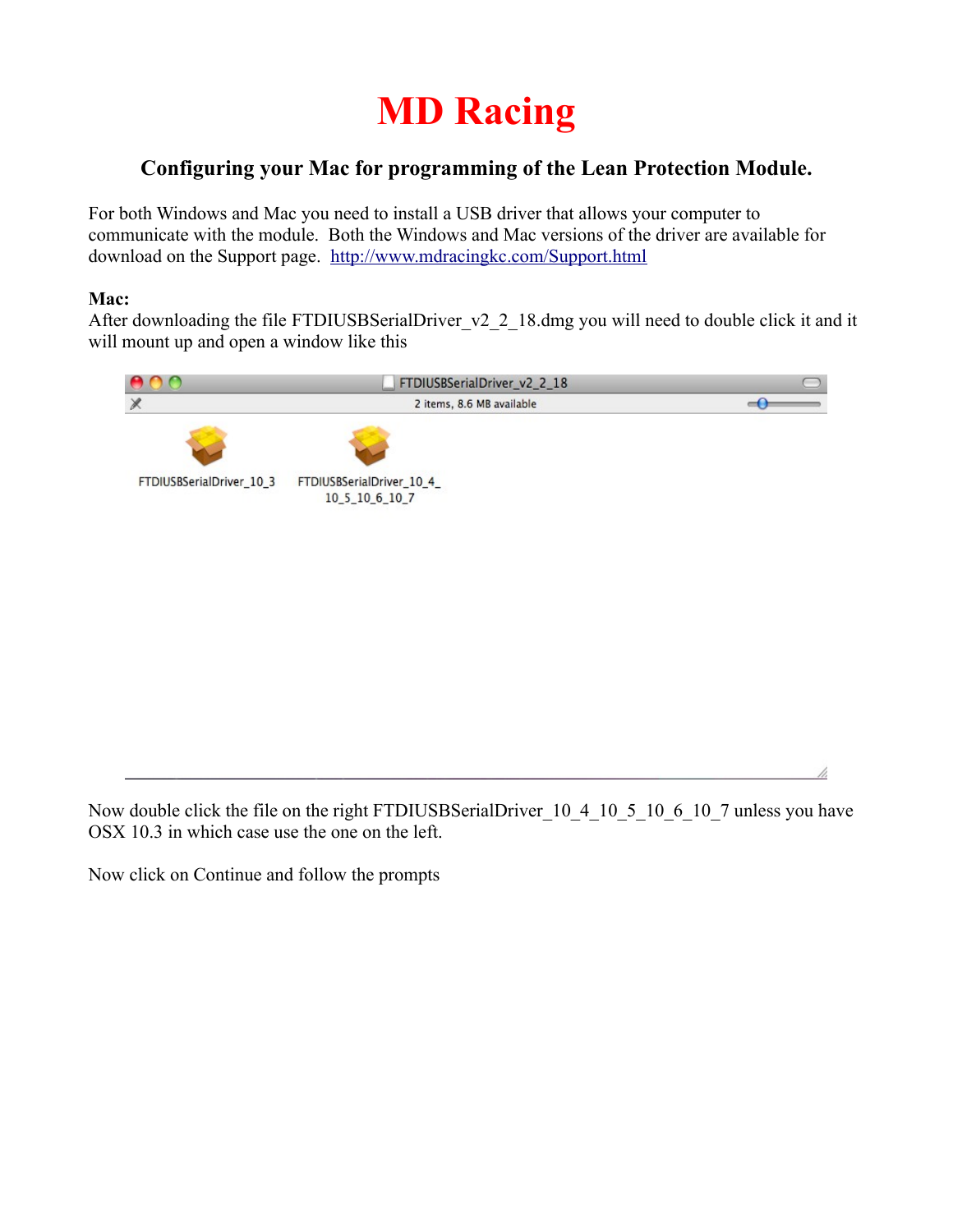# MD Racing

### Configuring your Mac for programming of the Lean Protection Module.

For both Windows and Mac you need to install a USB driver that allows your computer to communicate with the module. Both the Windows and Mac versions of the driver are available for download on the Support page. http://www.mdracingkc.com/Support.html

**Mac:**
After downloading the file FTDIUSBSerialDriver_v2_2_18.dmg you will need to double click it and it will mount up and open a window like this

Now double click the file on the right FTDIUSBSerialDriver_10_4_10_5_10_6_10_7 unless you have OSX 10.3 in which case use the one on the left.

Now click on Continue and follow the prompts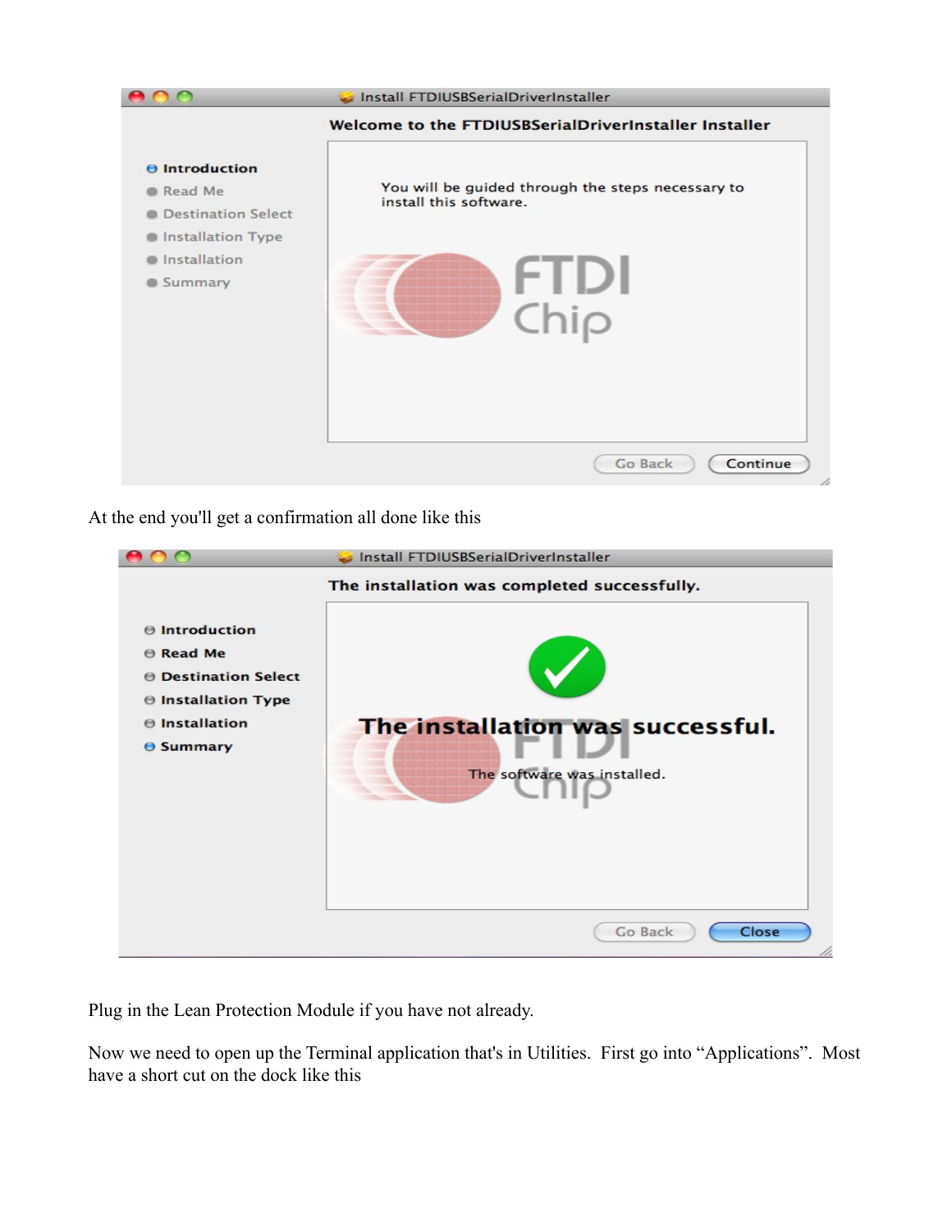At the end you'll get a confirmation all done like this

Plug in the Lean Protection Module if you have not already.

Now we need to open up the Terminal application that's in Utilities. First go into "Applications". Most have a short cut on the dock like this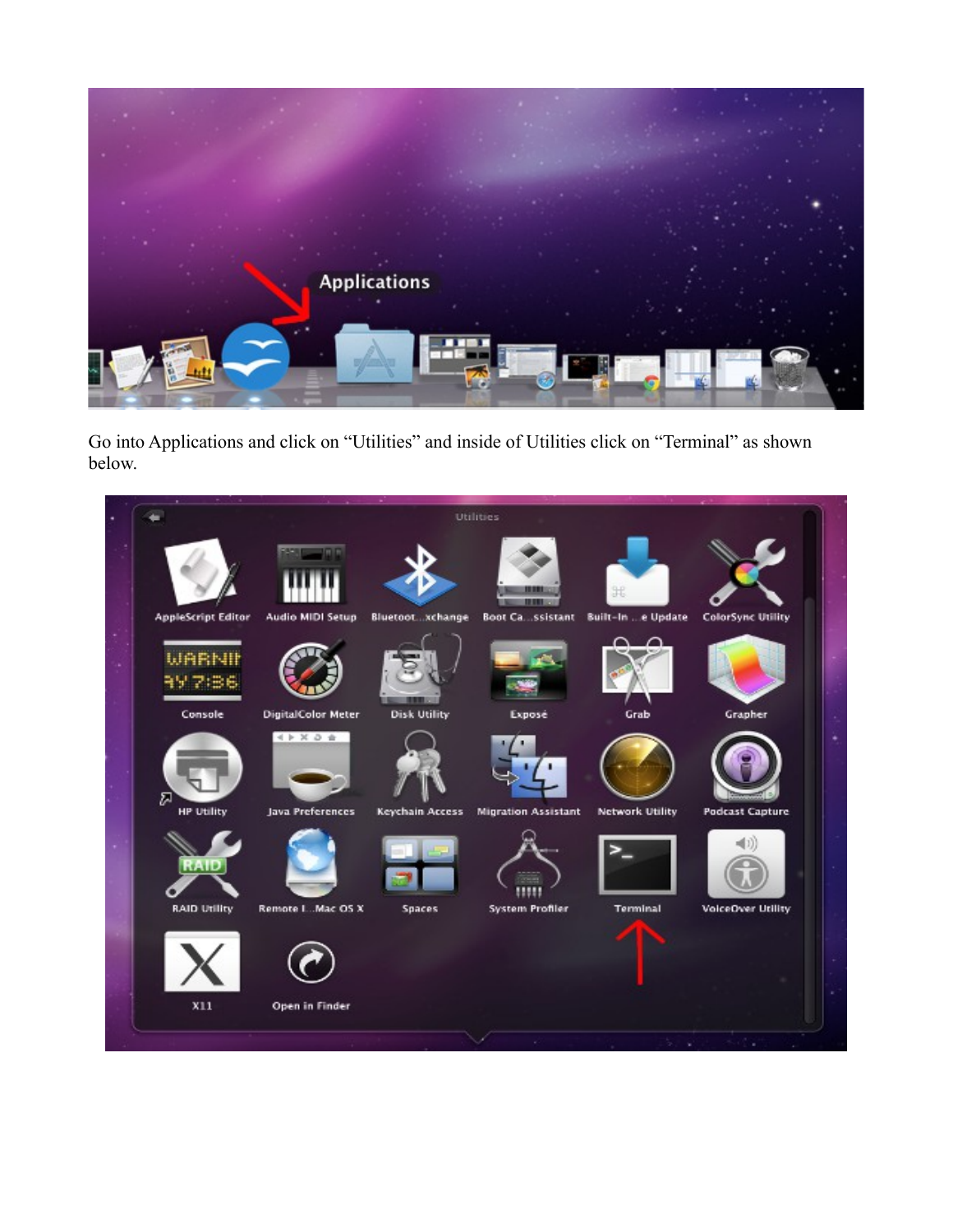Go into Applications and click on “Utilities” and inside of Utilities click on “Terminal” as shown below.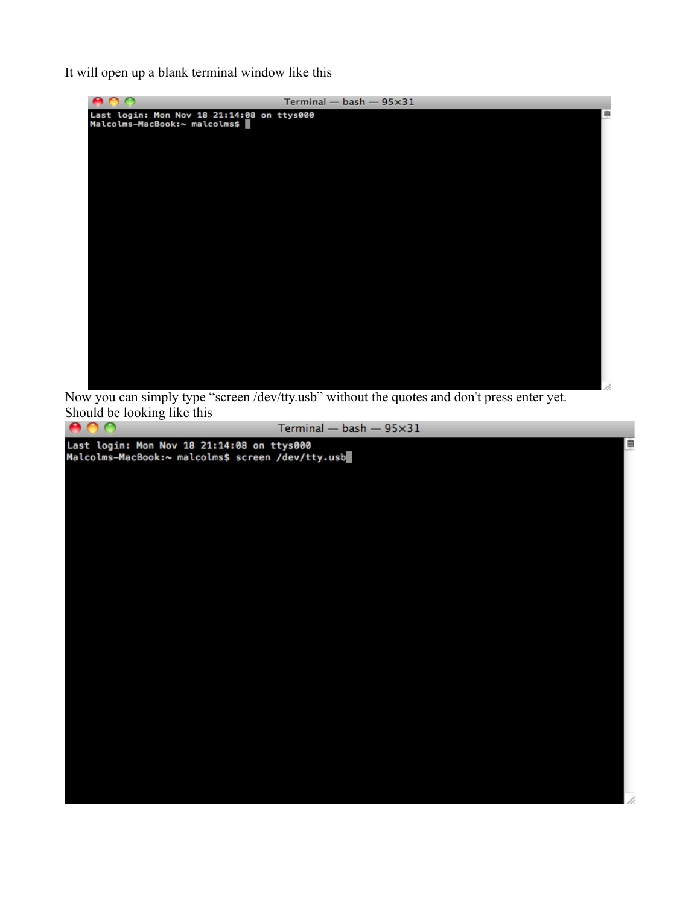It will open up a blank terminal window like this

Now you can simply type "screen /dev/tty.usb" without the quotes and don't press enter yet.
Should be looking like this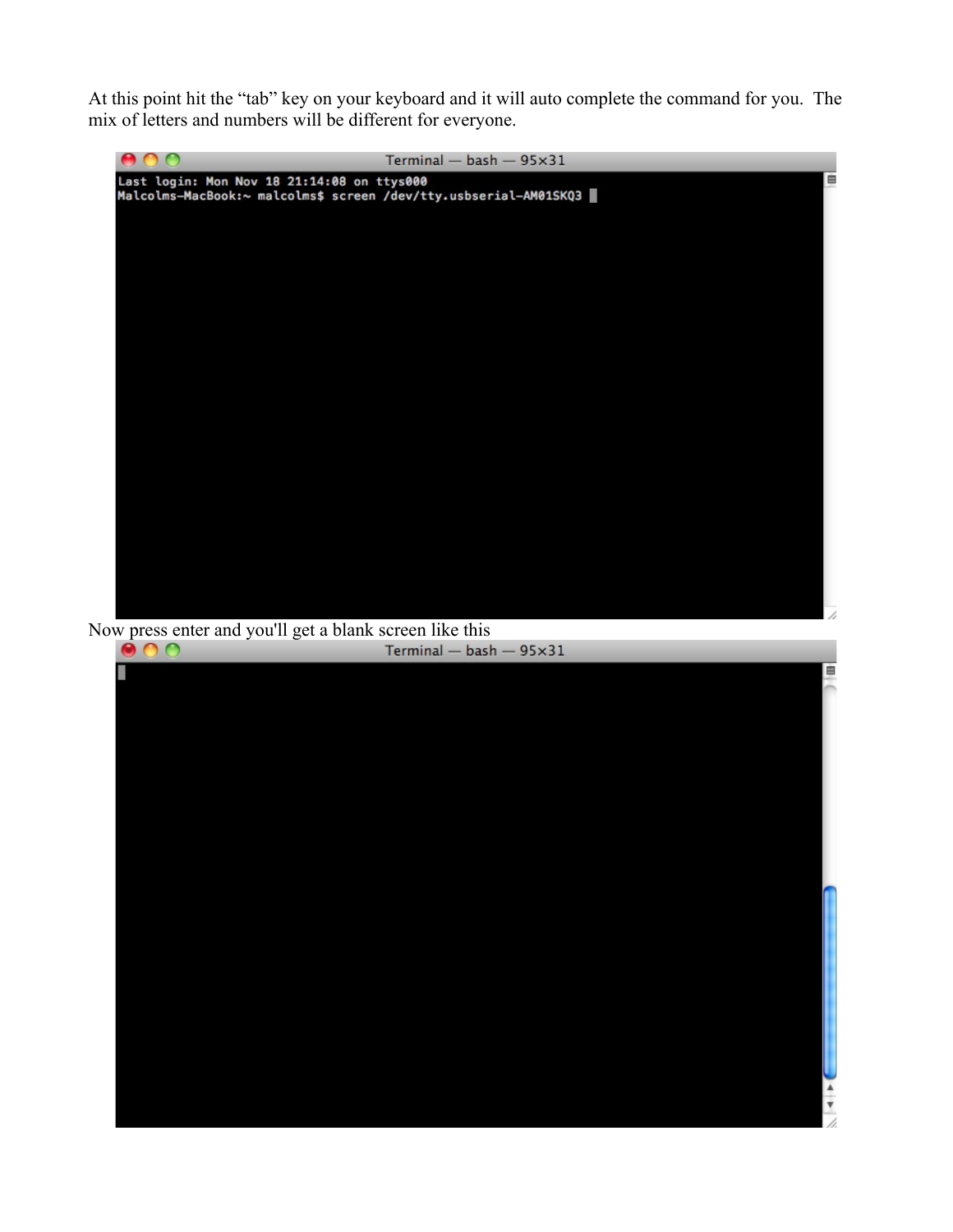At this point hit the "tab" key on your keyboard and it will auto complete the command for you. The mix of letters and numbers will be different for everyone.

```
Terminal — bash — 95×31
Last login: Mon Nov 18 21:14:08 on ttys000
Malcolms-MacBook:~ malcolms$ screen /dev/tty.usbserial-AM01SKQ3
```

Now press enter and you'll get a blank screen like this

```
Terminal — bash — 95×31
```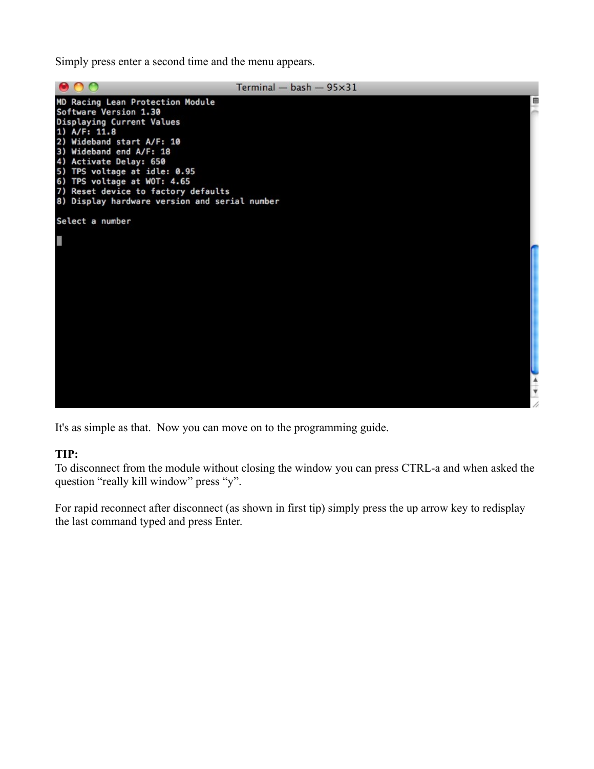Simply press enter a second time and the menu appears.

```
MD Racing Lean Protection Module
Software Version 1.30
Displaying Current Values
1) A/F: 11.8
2) Wideband start A/F: 10
3) Wideband end A/F: 18
4) Activate Delay: 650
5) TPS voltage at idle: 0.95
6) TPS voltage at WOT: 4.65
7) Reset device to factory defaults
8) Display hardware version and serial number

Select a number
```

It's as simple as that. Now you can move on to the programming guide.

**TIP:**
To disconnect from the module without closing the window you can press CTRL-a and when asked the question "really kill window" press "y".

For rapid reconnect after disconnect (as shown in first tip) simply press the up arrow key to redisplay the last command typed and press Enter.